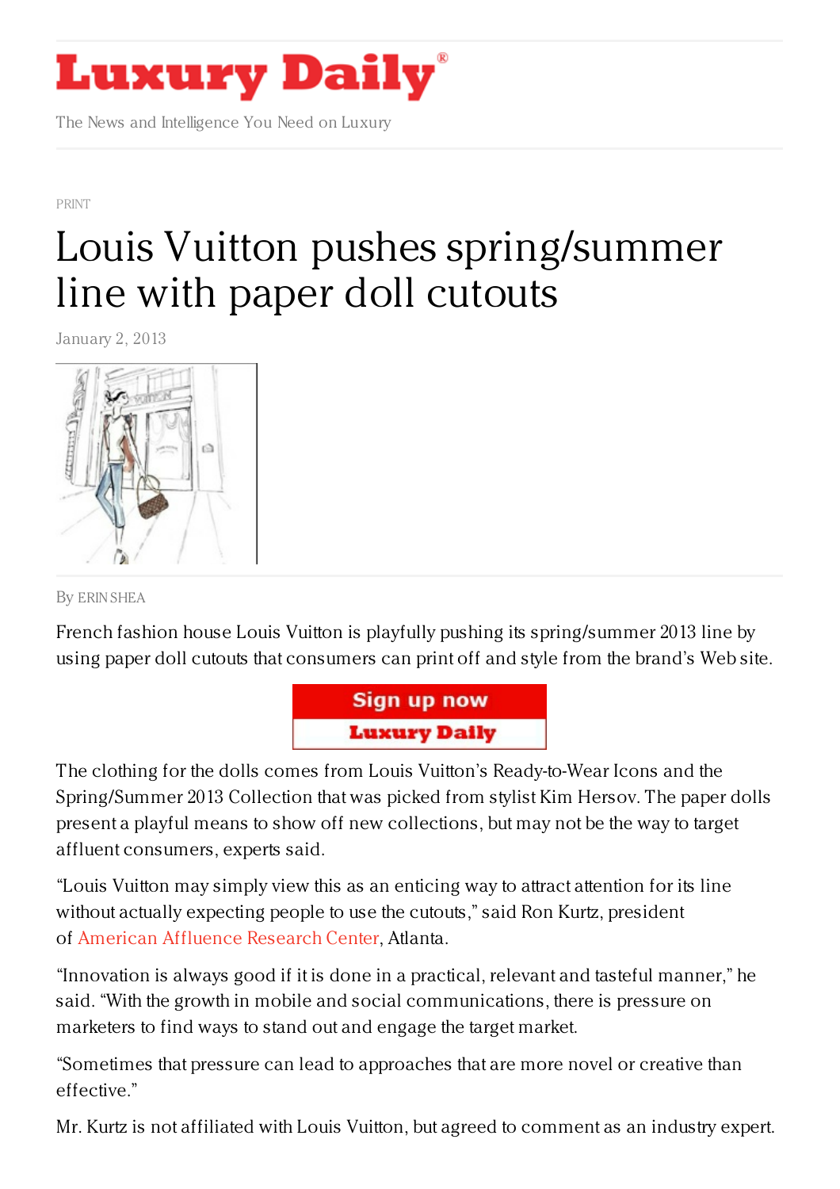# Luxury Daily

The News and Intelligence You Need on Luxury

PRINT

# Louis Vuitton pushes spring/summer line with paper doll cutouts

January 2, 2013

By ERIN SHEA

French fashion house Louis Vuitton is playfully pushing its spring/summer 2013 line by using paper doll cutouts that consumers can print off and style from the brand's Web site.

The clothing for the dolls comes from Louis Vuitton's Ready-to-Wear Icons and the Spring/Summer 2013 Collection that was picked from stylist Kim Hersov. The paper dolls present a playful means to show off new collections, but may not be the way to target affluent consumers, experts said.

"Louis Vuitton may simply view this as an enticing way to attract attention for its line without actually expecting people to use the cutouts," said Ron Kurtz, president of American Affluence Research Center, Atlanta.

"Innovation is always good if it is done in a practical, relevant and tasteful manner," he said. "With the growth in mobile and social communications, there is pressure on marketers to find ways to stand out and engage the target market.

"Sometimes that pressure can lead to approaches that are more novel or creative than effective."

Mr. Kurtz is not affiliated with Louis Vuitton, but agreed to comment as an industry expert.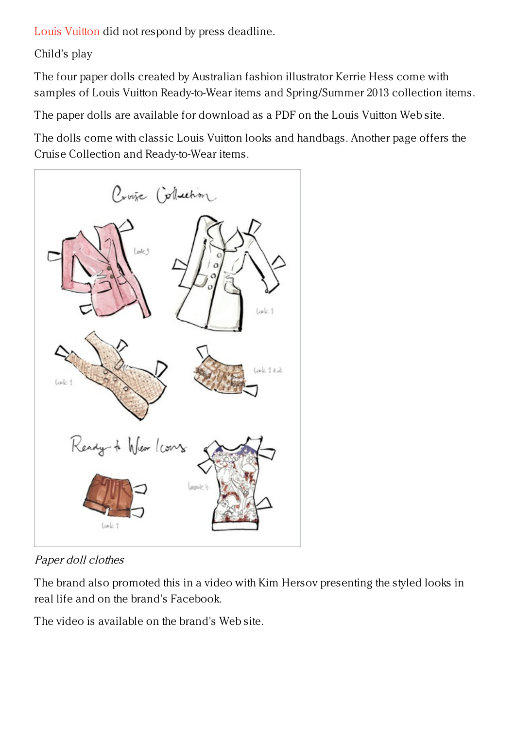Louis Vuitton did not respond by press deadline.

Child's play

The four paper dolls created by Australian fashion illustrator Kerrie Hess come with samples of Louis Vuitton Ready-to-Wear items and Spring/Summer 2013 collection items.

The paper dolls are available for download as a PDF on the Louis Vuitton Web site.

The dolls come with classic Louis Vuitton looks and handbags. Another page offers the Cruise Collection and Ready-to-Wear items.

*Paper doll clothes*

The brand also promoted this in a video with Kim Hersov presenting the styled looks in real life and on the brand's Facebook.

The video is available on the brand's Web site.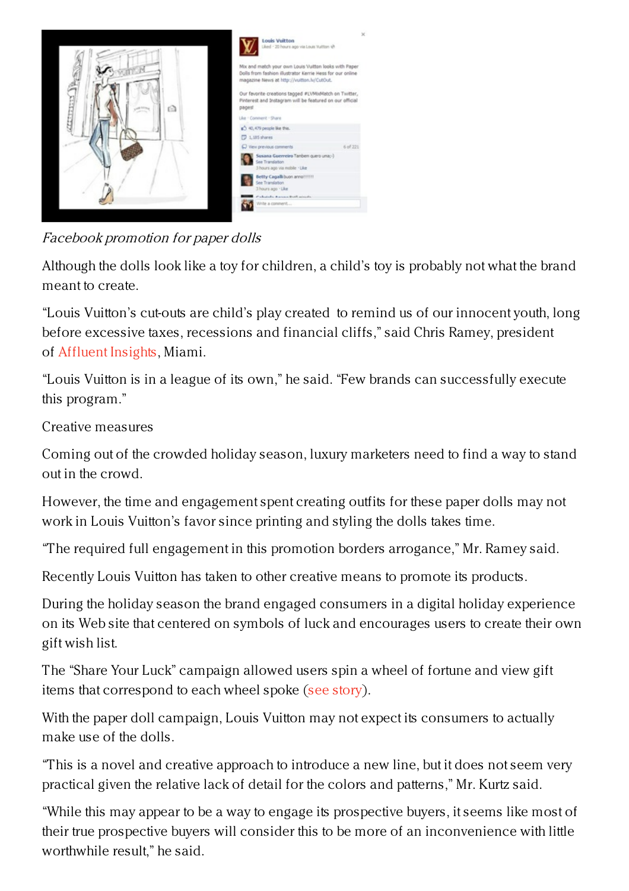*Facebook promotion for paper dolls*

Although the dolls look like a toy for children, a child's toy is probably not what the brand meant to create.

"Louis Vuitton's cut-outs are child's play created to remind us of our innocent youth, long before excessive taxes, recessions and financial cliffs," said Chris Ramey, president of Affluent Insights, Miami.

"Louis Vuitton is in a league of its own," he said. "Few brands can successfully execute this program."

Creative measures

Coming out of the crowded holiday season, luxury marketers need to find a way to stand out in the crowd.

However, the time and engagement spent creating outfits for these paper dolls may not work in Louis Vuitton's favor since printing and styling the dolls takes time.

"The required full engagement in this promotion borders arrogance," Mr. Ramey said.

Recently Louis Vuitton has taken to other creative means to promote its products.

During the holiday season the brand engaged consumers in a digital holiday experience on its Web site that centered on symbols of luck and encourages users to create their own gift wish list.

The "Share Your Luck" campaign allowed users spin a wheel of fortune and view gift items that correspond to each wheel spoke (see story).

With the paper doll campaign, Louis Vuitton may not expect its consumers to actually make use of the dolls.

"This is a novel and creative approach to introduce a new line, but it does not seem very practical given the relative lack of detail for the colors and patterns," Mr. Kurtz said.

"While this may appear to be a way to engage its prospective buyers, it seems like most of their true prospective buyers will consider this to be more of an inconvenience with little worthwhile result," he said.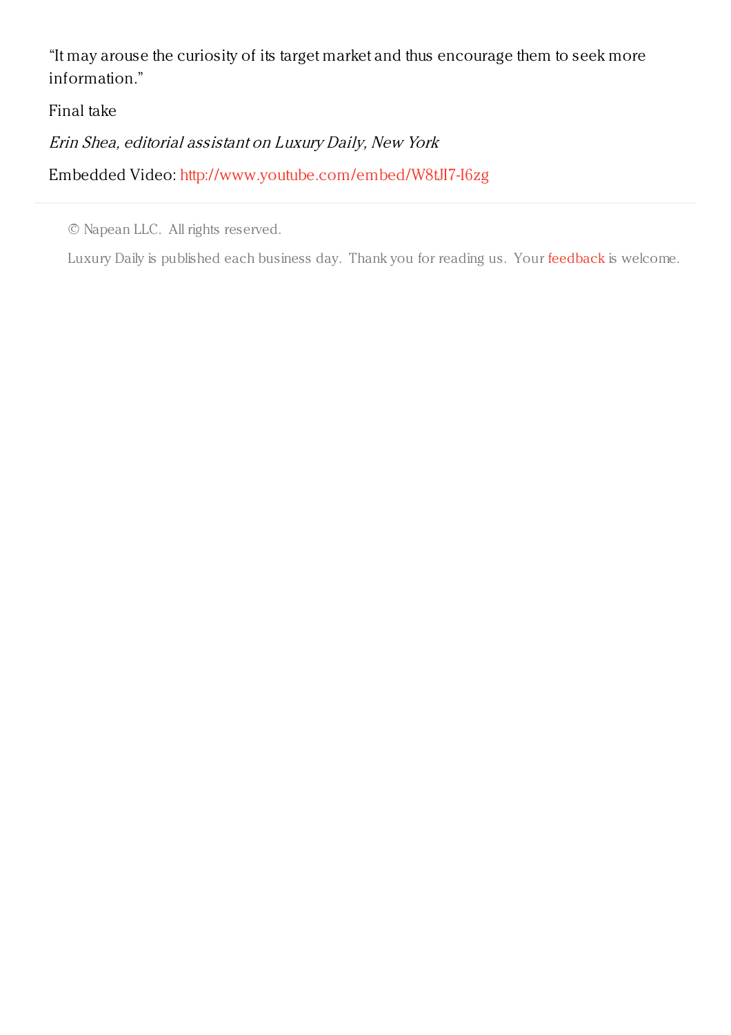"It may arouse the curiosity of its target market and thus encourage them to seek more information."

Final take

*Erin Shea, editorial assistant on Luxury Daily, New York*

Embedded Video: http://www.youtube.com/embed/W8tJI7-I6zg

© Napean LLC. All rights reserved.

Luxury Daily is published each business day. Thank you for reading us. Your feedback is welcome.